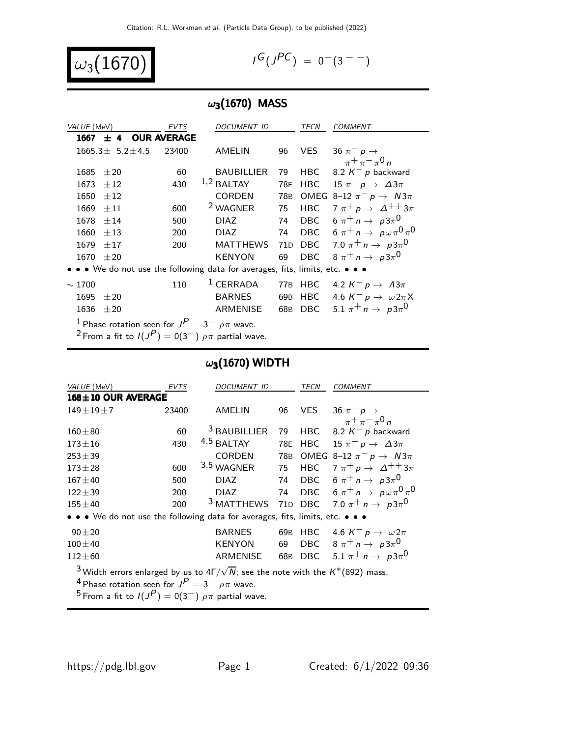# $\omega_3(1670)$

$I^G(J^{PC}) = 0^-(3^{--})$

## $\omega_3$(1670) MASS

| VALUE (MeV) | EVTS | DOCUMENT ID | | TECN | COMMENT |
|---|---|---|---|---|---|
| **1667 ± 4 OUR AVERAGE** | | | | | |
| $1665.3 \pm 5.2 \pm 4.5$ | 23400 | AMELIN | 96 | VES | $36\ \pi^- p \rightarrow \pi^+\pi^-\pi^0 n$ |
| $1685 \pm 20$ | 60 | BAUBILLIER | 79 | HBC | $8.2\ K^- p$ backward |
| $1673 \pm 12$ | 430 | [1,2] BALTAY | 78E | HBC | $15\ \pi^+ p \rightarrow \Delta 3\pi$ |
| $1650 \pm 12$ | | CORDEN | 78B | OMEG | $8–12\ \pi^- p \rightarrow N 3\pi$ |
| $1669 \pm 11$ | 600 | [2] WAGNER | 75 | HBC | $7\ \pi^+ p \rightarrow \Delta^{++} 3\pi$ |
| $1678 \pm 14$ | 500 | DIAZ | 74 | DBC | $6\ \pi^+ n \rightarrow p 3\pi^0$ |
| $1660 \pm 13$ | 200 | DIAZ | 74 | DBC | $6\ \pi^+ n \rightarrow p \omega \pi^0 \pi^0$ |
| $1679 \pm 17$ | 200 | MATTHEWS | 71D | DBC | $7.0\ \pi^+ n \rightarrow p 3\pi^0$ |
| $1670 \pm 20$ | | KENYON | 69 | DBC | $8\ \pi^+ n \rightarrow p 3\pi^0$ |
| • • • We do not use the following data for averages, fits, limits, etc. • • • | | | | | |
| $\sim 1700$ | 110 | [1] CERRADA | 77B | HBC | $4.2\ K^- p \rightarrow \Lambda 3\pi$ |
| $1695 \pm 20$ | | BARNES | 69B | HBC | $4.6\ K^- p \rightarrow \omega 2\pi X$ |
| $1636 \pm 20$ | | ARMENISE | 68B | DBC | $5.1\ \pi^+ n \rightarrow p 3\pi^0$ |

[1] Phase rotation seen for $J^P = 3^-$ $\rho\pi$ wave.
[2] From a fit to $I(J^P) = 0(3^-)$ $\rho\pi$ partial wave.

## $\omega_3$(1670) WIDTH

| VALUE (MeV) | EVTS | DOCUMENT ID | | TECN | COMMENT |
|---|---|---|---|---|---|
| **168 ± 10 OUR AVERAGE** | | | | | |
| $149 \pm 19 \pm 7$ | 23400 | AMELIN | 96 | VES | $36\ \pi^- p \rightarrow \pi^+\pi^-\pi^0 n$ |
| $160 \pm 80$ | 60 | [3] BAUBILLIER | 79 | HBC | $8.2\ K^- p$ backward |
| $173 \pm 16$ | 430 | [4,5] BALTAY | 78E | HBC | $15\ \pi^+ p \rightarrow \Delta 3\pi$ |
| $253 \pm 39$ | | CORDEN | 78B | OMEG | $8–12\ \pi^- p \rightarrow N 3\pi$ |
| $173 \pm 28$ | 600 | [3,5] WAGNER | 75 | HBC | $7\ \pi^+ p \rightarrow \Delta^{++} 3\pi$ |
| $167 \pm 40$ | 500 | DIAZ | 74 | DBC | $6\ \pi^+ n \rightarrow p 3\pi^0$ |
| $122 \pm 39$ | 200 | DIAZ | 74 | DBC | $6\ \pi^+ n \rightarrow p \omega \pi^0 \pi^0$ |
| $155 \pm 40$ | 200 | [3] MATTHEWS | 71D | DBC | $7.0\ \pi^+ n \rightarrow p 3\pi^0$ |
| • • • We do not use the following data for averages, fits, limits, etc. • • • | | | | | |
| $90 \pm 20$ | | BARNES | 69B | HBC | $4.6\ K^- p \rightarrow \omega 2\pi$ |
| $100 \pm 40$ | | KENYON | 69 | DBC | $8\ \pi^+ n \rightarrow p 3\pi^0$ |
| $112 \pm 60$ | | ARMENISE | 68B | DBC | $5.1\ \pi^+ n \rightarrow p 3\pi^0$ |

[3] Width errors enlarged by us to $4\Gamma/\sqrt{N}$; see the note with the $K^*(892)$ mass.
[4] Phase rotation seen for $J^P = 3^-$ $\rho\pi$ wave.
[5] From a fit to $I(J^P) = 0(3^-)$ $\rho\pi$ partial wave.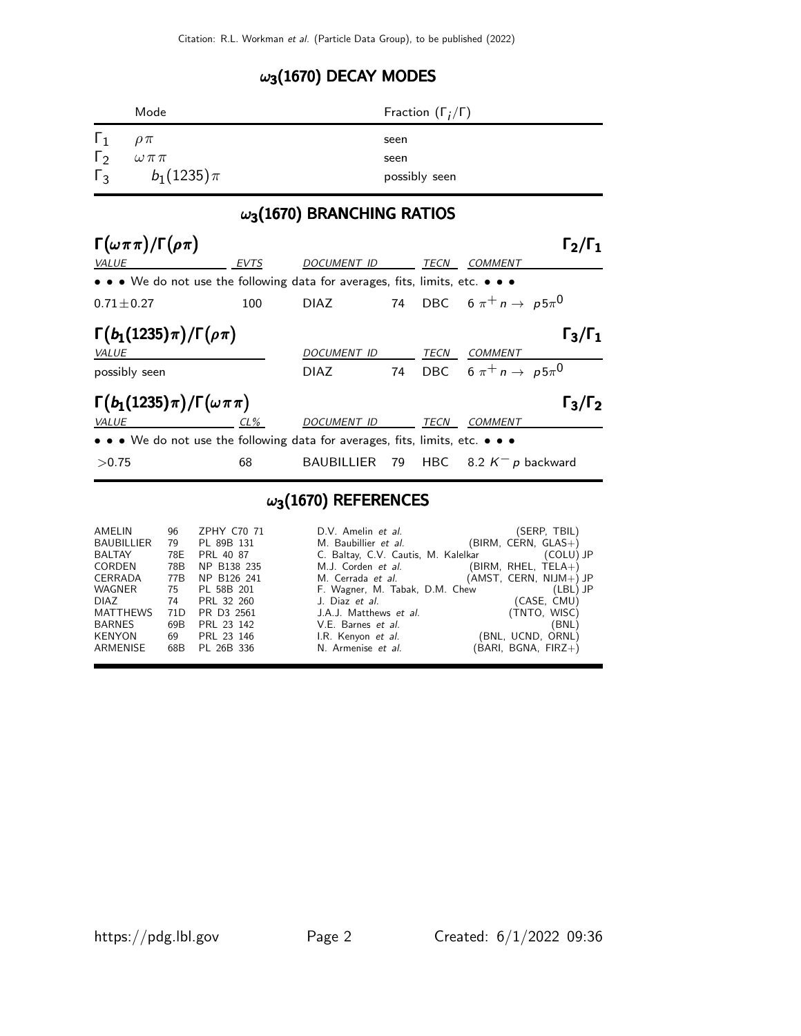## $\omega_3(1670)$ DECAY MODES

| | Mode | Fraction ($\Gamma_i/\Gamma$) |
|---|---|---|
| $\Gamma_1$ | $\rho\pi$ | seen |
| $\Gamma_2$ | $\omega\pi\pi$ | seen |
| $\Gamma_3$ | $b_1(1235)\pi$ | possibly seen |

## $\omega_3(1670)$ BRANCHING RATIOS

### $\Gamma(\omega\pi\pi)/\Gamma(\rho\pi)$ — $\Gamma_2/\Gamma_1$

| VALUE | EVTS | DOCUMENT ID | | TECN | COMMENT |
|---|---|---|---|---|---|
| • • • We do not use the following data for averages, fits, limits, etc. • • • | | | | | |
| $0.71\pm0.27$ | 100 | DIAZ | 74 | DBC | $6\ \pi^+ n \rightarrow\ p 5\pi^0$ |

### $\Gamma(b_1(1235)\pi)/\Gamma(\rho\pi)$ — $\Gamma_3/\Gamma_1$

| VALUE | DOCUMENT ID | | TECN | COMMENT |
|---|---|---|---|---|
| possibly seen | DIAZ | 74 | DBC | $6\ \pi^+ n \rightarrow\ p 5\pi^0$ |

### $\Gamma(b_1(1235)\pi)/\Gamma(\omega\pi\pi)$ — $\Gamma_3/\Gamma_2$

| VALUE | CL% | DOCUMENT ID | | TECN | COMMENT |
|---|---|---|---|---|---|
| • • • We do not use the following data for averages, fits, limits, etc. • • • | | | | | |
| $>0.75$ | 68 | BAUBILLIER | 79 | HBC | 8.2 $K^- p$ backward |

## $\omega_3(1670)$ REFERENCES

| | | | | |
|---|---|---|---|---|
| AMELIN | 96 | ZPHY C70 71 | D.V. Amelin *et al.* | (SERP, TBIL) |
| BAUBILLIER | 79 | PL 89B 131 | M. Baubillier *et al.* | (BIRM, CERN, GLAS+) |
| BALTAY | 78E | PRL 40 87 | C. Baltay, C.V. Cautis, M. Kalelkar | (COLU) JP |
| CORDEN | 78B | NP B138 235 | M.J. Corden *et al.* | (BIRM, RHEL, TELA+) |
| CERRADA | 77B | NP B126 241 | M. Cerrada *et al.* | (AMST, CERN, NIJM+) JP |
| WAGNER | 75 | PL 58B 201 | F. Wagner, M. Tabak, D.M. Chew | (LBL) JP |
| DIAZ | 74 | PRL 32 260 | J. Diaz *et al.* | (CASE, CMU) |
| MATTHEWS | 71D | PR D3 2561 | J.A.J. Matthews *et al.* | (TNTO, WISC) |
| BARNES | 69B | PRL 23 142 | V.E. Barnes *et al.* | (BNL) |
| KENYON | 69 | PRL 23 146 | I.R. Kenyon *et al.* | (BNL, UCND, ORNL) |
| ARMENISE | 68B | PL 26B 336 | N. Armenise *et al.* | (BARI, BGNA, FIRZ+) |